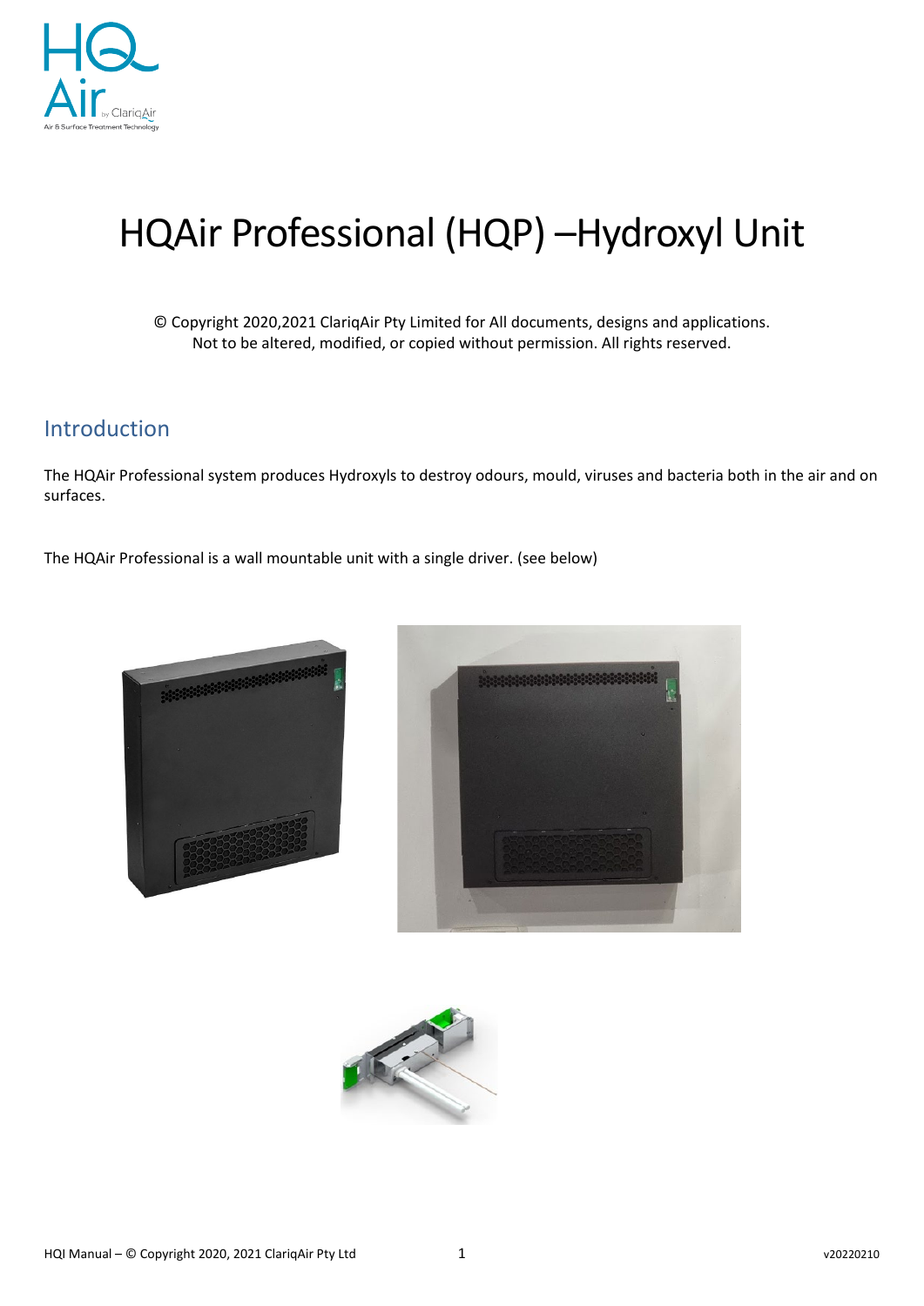# HQAir Professional (HQP) –Hydroxyl Unit

© Copyright 2020,2021 ClariqAir Pty Limited for All documents, designs and applications.
Not to be altered, modified, or copied without permission. All rights reserved.

## Introduction

The HQAir Professional system produces Hydroxyls to destroy odours, mould, viruses and bacteria both in the air and on surfaces.

The HQAir Professional is a wall mountable unit with a single driver. (see below)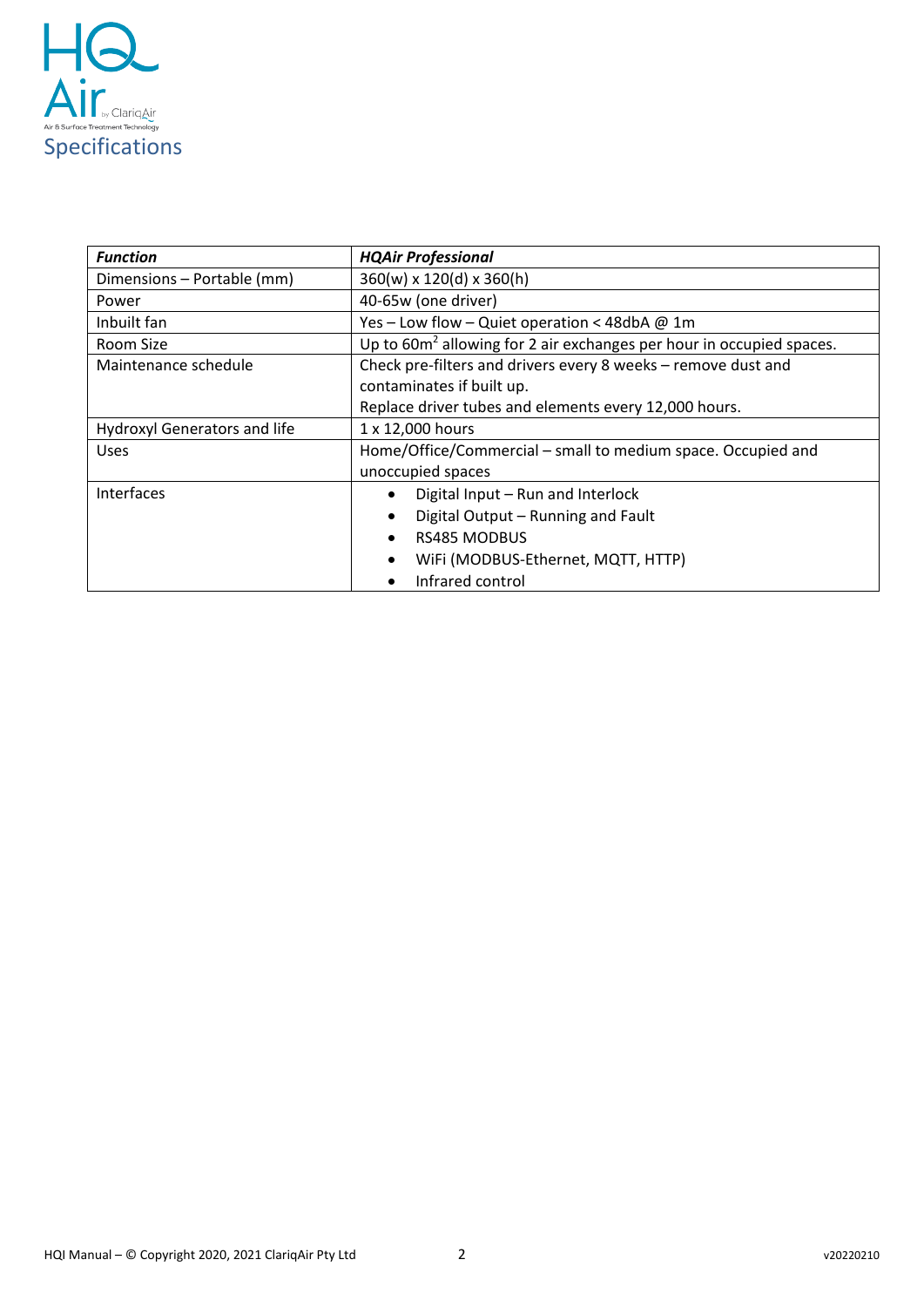HQ Air by ClariqAir

Air & Surface Treatment Technology

# Specifications

| ***Function*** | ***HQAir Professional*** |
|---|---|
| Dimensions – Portable (mm) | 360(w) x 120(d) x 360(h) |
| Power | 40-65w (one driver) |
| Inbuilt fan | Yes – Low flow – Quiet operation < 48dbA @ 1m |
| Room Size | Up to 60m$^2$ allowing for 2 air exchanges per hour in occupied spaces. |
| Maintenance schedule | Check pre-filters and drivers every 8 weeks – remove dust and contaminates if built up.<br>Replace driver tubes and elements every 12,000 hours. |
| Hydroxyl Generators and life | 1 x 12,000 hours |
| Uses | Home/Office/Commercial – small to medium space. Occupied and unoccupied spaces |
| Interfaces | • Digital Input – Run and Interlock<br>• Digital Output – Running and Fault<br>• RS485 MODBUS<br>• WiFi (MODBUS-Ethernet, MQTT, HTTP)<br>• Infrared control |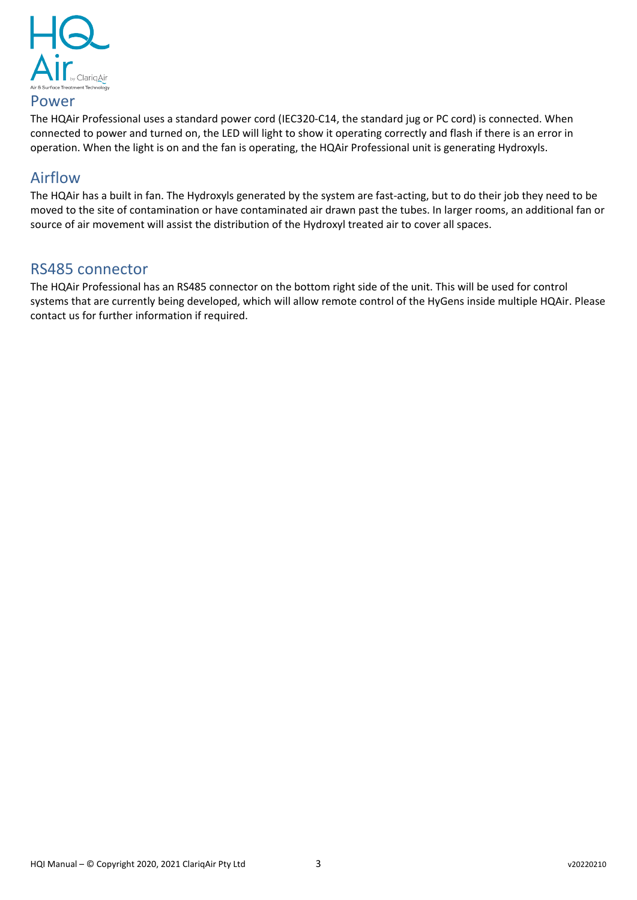## Power

The HQAir Professional uses a standard power cord (IEC320-C14, the standard jug or PC cord) is connected. When connected to power and turned on, the LED will light to show it operating correctly and flash if there is an error in operation. When the light is on and the fan is operating, the HQAir Professional unit is generating Hydroxyls.

## Airflow

The HQAir has a built in fan. The Hydroxyls generated by the system are fast-acting, but to do their job they need to be moved to the site of contamination or have contaminated air drawn past the tubes. In larger rooms, an additional fan or source of air movement will assist the distribution of the Hydroxyl treated air to cover all spaces.

## RS485 connector

The HQAir Professional has an RS485 connector on the bottom right side of the unit. This will be used for control systems that are currently being developed, which will allow remote control of the HyGens inside multiple HQAir. Please contact us for further information if required.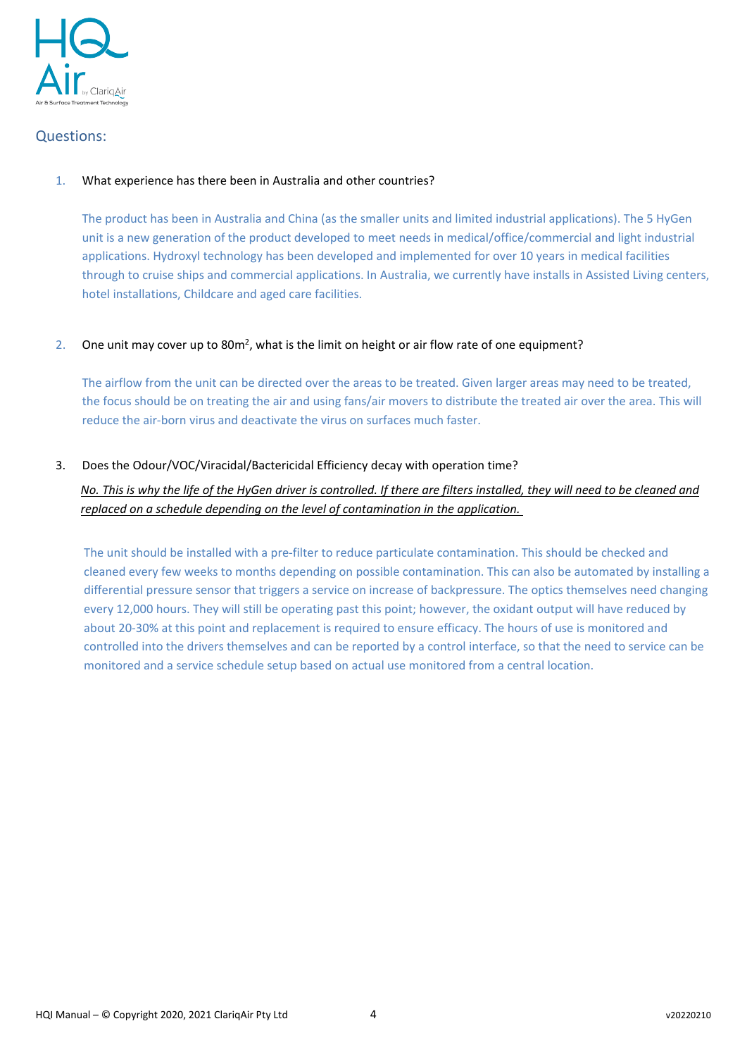## Questions:

1. What experience has there been in Australia and other countries?

   The product has been in Australia and China (as the smaller units and limited industrial applications). The 5 HyGen unit is a new generation of the product developed to meet needs in medical/office/commercial and light industrial applications. Hydroxyl technology has been developed and implemented for over 10 years in medical facilities through to cruise ships and commercial applications. In Australia, we currently have installs in Assisted Living centers, hotel installations, Childcare and aged care facilities.

2. One unit may cover up to $80m^2$, what is the limit on height or air flow rate of one equipment?

   The airflow from the unit can be directed over the areas to be treated. Given larger areas may need to be treated, the focus should be on treating the air and using fans/air movers to distribute the treated air over the area. This will reduce the air-born virus and deactivate the virus on surfaces much faster.

3. Does the Odour/VOC/Viracidal/Bactericidal Efficiency decay with operation time?

   *<u>No. This is why the life of the HyGen driver is controlled. If there are filters installed, they will need to be cleaned and replaced on a schedule depending on the level of contamination in the application.</u>*

   The unit should be installed with a pre-filter to reduce particulate contamination. This should be checked and cleaned every few weeks to months depending on possible contamination. This can also be automated by installing a differential pressure sensor that triggers a service on increase of backpressure. The optics themselves need changing every 12,000 hours. They will still be operating past this point; however, the oxidant output will have reduced by about 20-30% at this point and replacement is required to ensure efficacy. The hours of use is monitored and controlled into the drivers themselves and can be reported by a control interface, so that the need to service can be monitored and a service schedule setup based on actual use monitored from a central location.